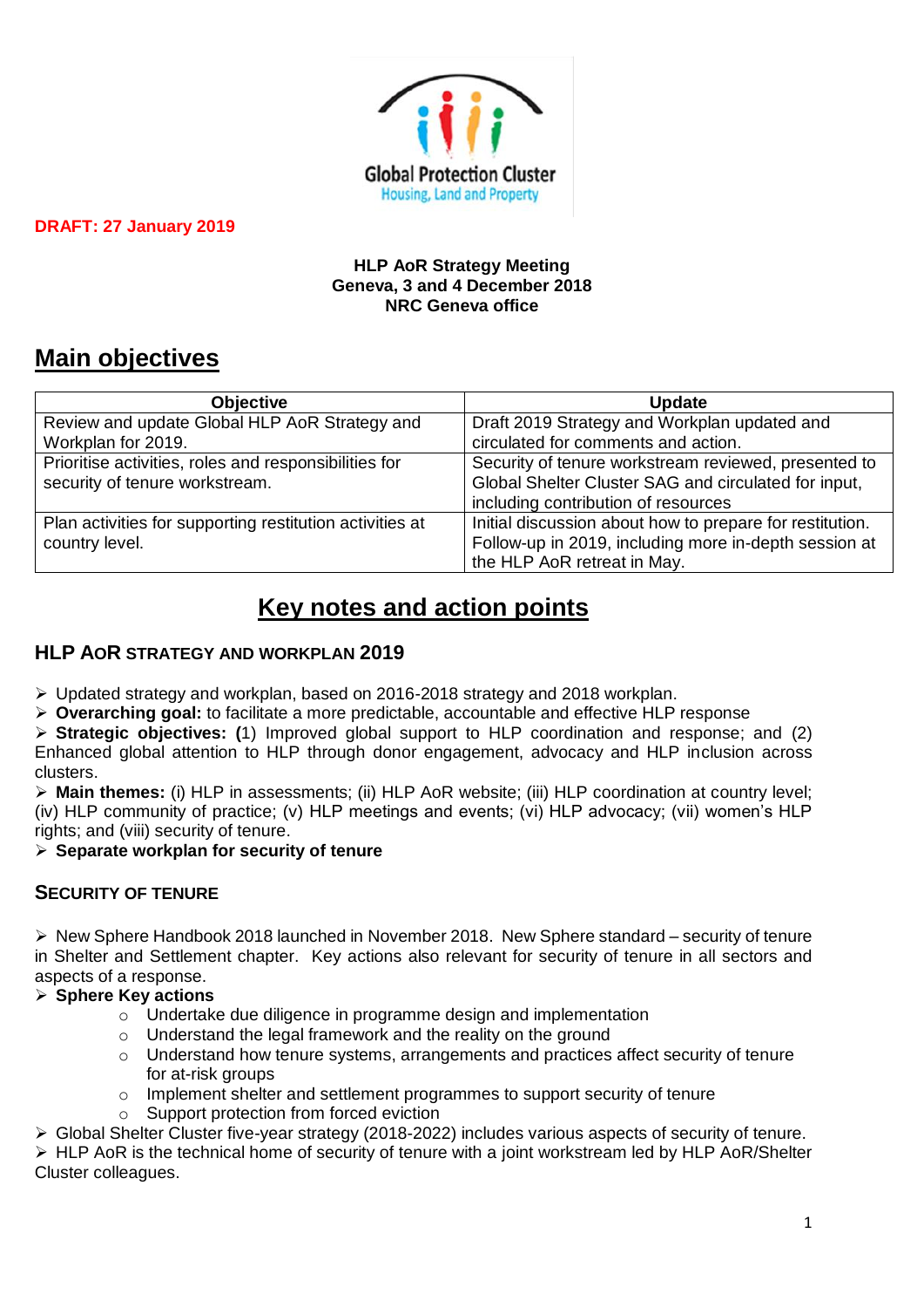Global Protection Cluster
Housing, Land and Property

**DRAFT: 27 January 2019**

**HLP AoR Strategy Meeting**
**Geneva, 3 and 4 December 2018**
**NRC Geneva office**

# Main objectives

| Objective | Update |
|---|---|
| Review and update Global HLP AoR Strategy and Workplan for 2019. | Draft 2019 Strategy and Workplan updated and circulated for comments and action. |
| Prioritise activities, roles and responsibilities for security of tenure workstream. | Security of tenure workstream reviewed, presented to Global Shelter Cluster SAG and circulated for input, including contribution of resources |
| Plan activities for supporting restitution activities at country level. | Initial discussion about how to prepare for restitution. Follow-up in 2019, including more in-depth session at the HLP AoR retreat in May. |

# Key notes and action points

## HLP AoR STRATEGY AND WORKPLAN 2019

- Updated strategy and workplan, based on 2016-2018 strategy and 2018 workplan.
- **Overarching goal:** to facilitate a more predictable, accountable and effective HLP response
- **Strategic objectives: (**1) Improved global support to HLP coordination and response; and (2) Enhanced global attention to HLP through donor engagement, advocacy and HLP inclusion across clusters.
- **Main themes:** (i) HLP in assessments; (ii) HLP AoR website; (iii) HLP coordination at country level; (iv) HLP community of practice; (v) HLP meetings and events; (vi) HLP advocacy; (vii) women's HLP rights; and (viii) security of tenure.
- **Separate workplan for security of tenure**

## SECURITY OF TENURE

- New Sphere Handbook 2018 launched in November 2018. New Sphere standard – security of tenure in Shelter and Settlement chapter. Key actions also relevant for security of tenure in all sectors and aspects of a response.
- **Sphere Key actions**
  - Undertake due diligence in programme design and implementation
  - Understand the legal framework and the reality on the ground
  - Understand how tenure systems, arrangements and practices affect security of tenure for at-risk groups
  - Implement shelter and settlement programmes to support security of tenure
  - Support protection from forced eviction
- Global Shelter Cluster five-year strategy (2018-2022) includes various aspects of security of tenure.
- HLP AoR is the technical home of security of tenure with a joint workstream led by HLP AoR/Shelter Cluster colleagues.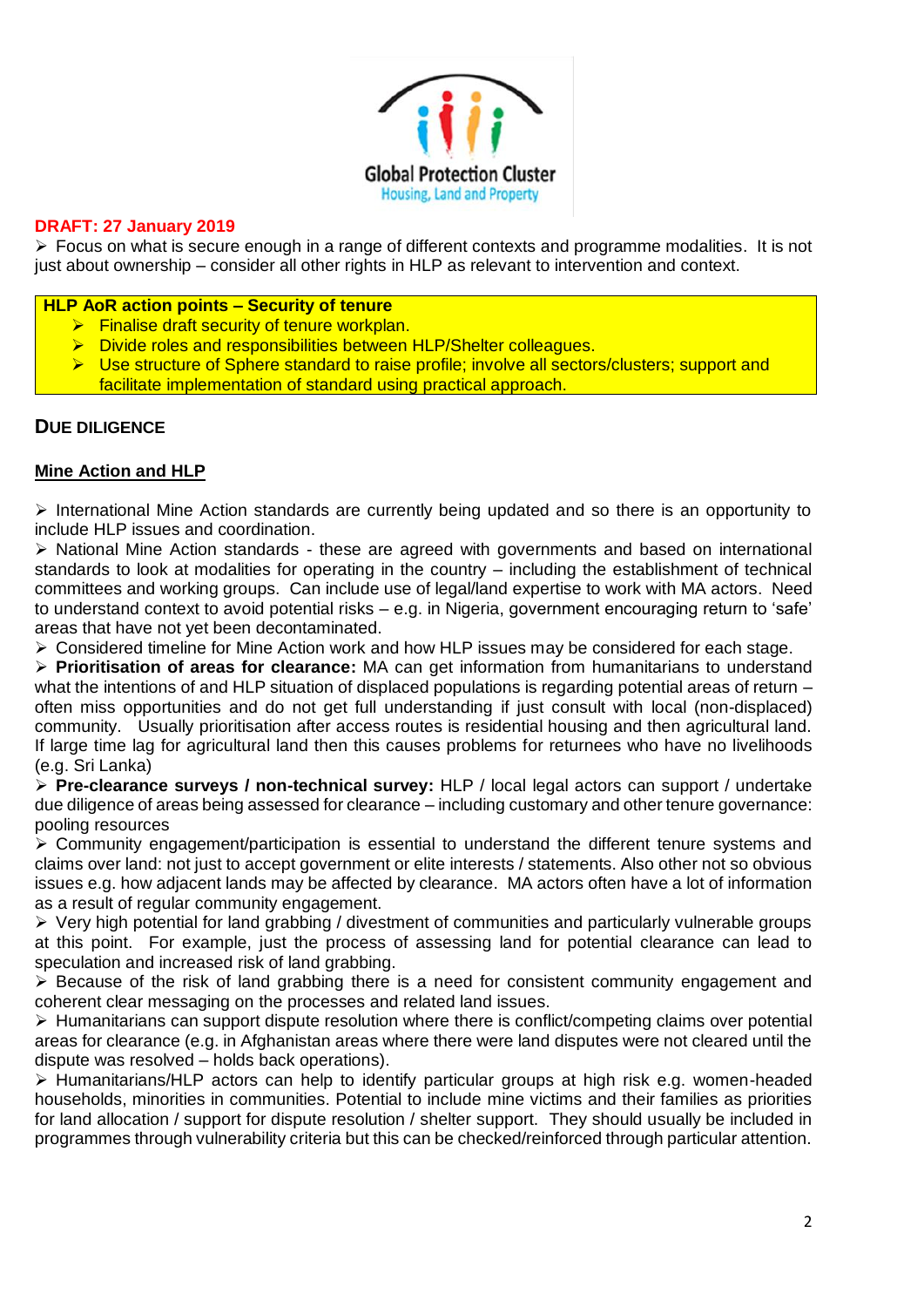**DRAFT: 27 January 2019**

- Focus on what is secure enough in a range of different contexts and programme modalities. It is not just about ownership – consider all other rights in HLP as relevant to intervention and context.

**HLP AoR action points – Security of tenure**

- Finalise draft security of tenure workplan.
- Divide roles and responsibilities between HLP/Shelter colleagues.
- Use structure of Sphere standard to raise profile; involve all sectors/clusters; support and facilitate implementation of standard using practical approach.

## DUE DILIGENCE

### Mine Action and HLP

- International Mine Action standards are currently being updated and so there is an opportunity to include HLP issues and coordination.
- National Mine Action standards - these are agreed with governments and based on international standards to look at modalities for operating in the country – including the establishment of technical committees and working groups. Can include use of legal/land expertise to work with MA actors. Need to understand context to avoid potential risks – e.g. in Nigeria, government encouraging return to 'safe' areas that have not yet been decontaminated.
- Considered timeline for Mine Action work and how HLP issues may be considered for each stage.
- **Prioritisation of areas for clearance:** MA can get information from humanitarians to understand what the intentions of and HLP situation of displaced populations is regarding potential areas of return – often miss opportunities and do not get full understanding if just consult with local (non-displaced) community. Usually prioritisation after access routes is residential housing and then agricultural land. If large time lag for agricultural land then this causes problems for returnees who have no livelihoods (e.g. Sri Lanka)
- **Pre-clearance surveys / non-technical survey:** HLP / local legal actors can support / undertake due diligence of areas being assessed for clearance – including customary and other tenure governance: pooling resources
- Community engagement/participation is essential to understand the different tenure systems and claims over land: not just to accept government or elite interests / statements. Also other not so obvious issues e.g. how adjacent lands may be affected by clearance. MA actors often have a lot of information as a result of regular community engagement.
- Very high potential for land grabbing / divestment of communities and particularly vulnerable groups at this point. For example, just the process of assessing land for potential clearance can lead to speculation and increased risk of land grabbing.
- Because of the risk of land grabbing there is a need for consistent community engagement and coherent clear messaging on the processes and related land issues.
- Humanitarians can support dispute resolution where there is conflict/competing claims over potential areas for clearance (e.g. in Afghanistan areas where there were land disputes were not cleared until the dispute was resolved – holds back operations).
- Humanitarians/HLP actors can help to identify particular groups at high risk e.g. women-headed households, minorities in communities. Potential to include mine victims and their families as priorities for land allocation / support for dispute resolution / shelter support. They should usually be included in programmes through vulnerability criteria but this can be checked/reinforced through particular attention.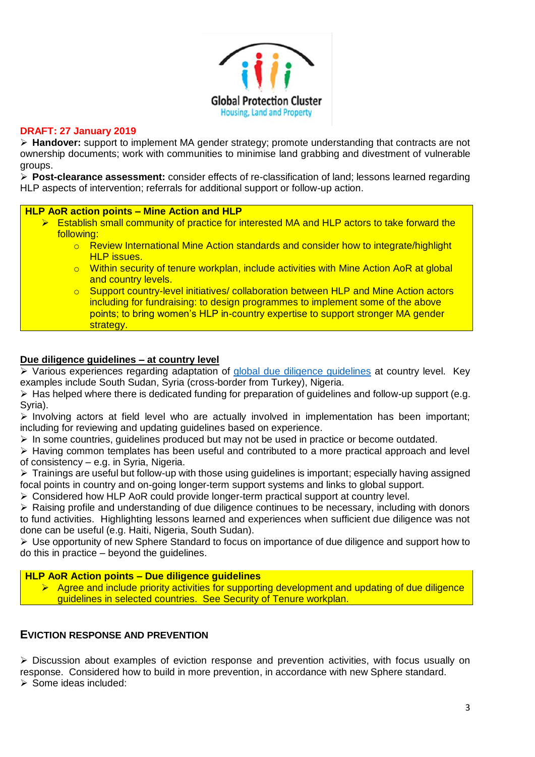**DRAFT: 27 January 2019**

- **Handover:** support to implement MA gender strategy; promote understanding that contracts are not ownership documents; work with communities to minimise land grabbing and divestment of vulnerable groups.
- **Post-clearance assessment:** consider effects of re-classification of land; lessons learned regarding HLP aspects of intervention; referrals for additional support or follow-up action.

**HLP AoR action points – Mine Action and HLP**

- Establish small community of practice for interested MA and HLP actors to take forward the following:
  - Review International Mine Action standards and consider how to integrate/highlight HLP issues.
  - Within security of tenure workplan, include activities with Mine Action AoR at global and country levels.
  - Support country-level initiatives/ collaboration between HLP and Mine Action actors including for fundraising: to design programmes to implement some of the above points; to bring women's HLP in-country expertise to support stronger MA gender strategy.

**Due diligence guidelines – at country level**

- Various experiences regarding adaptation of global due diligence guidelines at country level. Key examples include South Sudan, Syria (cross-border from Turkey), Nigeria.
- Has helped where there is dedicated funding for preparation of guidelines and follow-up support (e.g. Syria).
- Involving actors at field level who are actually involved in implementation has been important; including for reviewing and updating guidelines based on experience.
- In some countries, guidelines produced but may not be used in practice or become outdated.
- Having common templates has been useful and contributed to a more practical approach and level of consistency – e.g. in Syria, Nigeria.
- Trainings are useful but follow-up with those using guidelines is important; especially having assigned focal points in country and on-going longer-term support systems and links to global support.
- Considered how HLP AoR could provide longer-term practical support at country level.
- Raising profile and understanding of due diligence continues to be necessary, including with donors to fund activities. Highlighting lessons learned and experiences when sufficient due diligence was not done can be useful (e.g. Haiti, Nigeria, South Sudan).
- Use opportunity of new Sphere Standard to focus on importance of due diligence and support how to do this in practice – beyond the guidelines.

**HLP AoR Action points – Due diligence guidelines**

- Agree and include priority activities for supporting development and updating of due diligence guidelines in selected countries. See Security of Tenure workplan.

## EVICTION RESPONSE AND PREVENTION

- Discussion about examples of eviction response and prevention activities, with focus usually on response. Considered how to build in more prevention, in accordance with new Sphere standard.
- Some ideas included: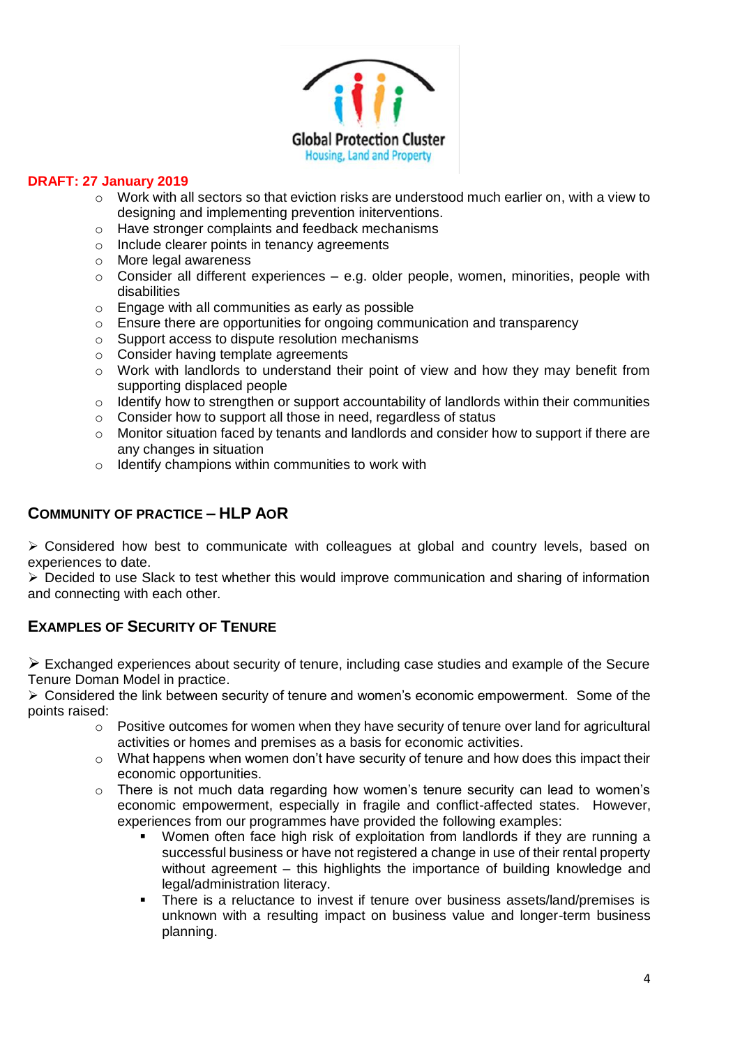**DRAFT: 27 January 2019**

- Work with all sectors so that eviction risks are understood much earlier on, with a view to designing and implementing prevention initerventions.
- Have stronger complaints and feedback mechanisms
- Include clearer points in tenancy agreements
- More legal awareness
- Consider all different experiences – e.g. older people, women, minorities, people with disabilities
- Engage with all communities as early as possible
- Ensure there are opportunities for ongoing communication and transparency
- Support access to dispute resolution mechanisms
- Consider having template agreements
- Work with landlords to understand their point of view and how they may benefit from supporting displaced people
- Identify how to strengthen or support accountability of landlords within their communities
- Consider how to support all those in need, regardless of status
- Monitor situation faced by tenants and landlords and consider how to support if there are any changes in situation
- Identify champions within communities to work with

## COMMUNITY OF PRACTICE – HLP AOR

➢ Considered how best to communicate with colleagues at global and country levels, based on experiences to date.

➢ Decided to use Slack to test whether this would improve communication and sharing of information and connecting with each other.

## EXAMPLES OF SECURITY OF TENURE

➢ Exchanged experiences about security of tenure, including case studies and example of the Secure Tenure Doman Model in practice.

➢ Considered the link between security of tenure and women's economic empowerment. Some of the points raised:

- Positive outcomes for women when they have security of tenure over land for agricultural activities or homes and premises as a basis for economic activities.
- What happens when women don't have security of tenure and how does this impact their economic opportunities.
- There is not much data regarding how women's tenure security can lead to women's economic empowerment, especially in fragile and conflict-affected states. However, experiences from our programmes have provided the following examples:
  - Women often face high risk of exploitation from landlords if they are running a successful business or have not registered a change in use of their rental property without agreement – this highlights the importance of building knowledge and legal/administration literacy.
  - There is a reluctance to invest if tenure over business assets/land/premises is unknown with a resulting impact on business value and longer-term business planning.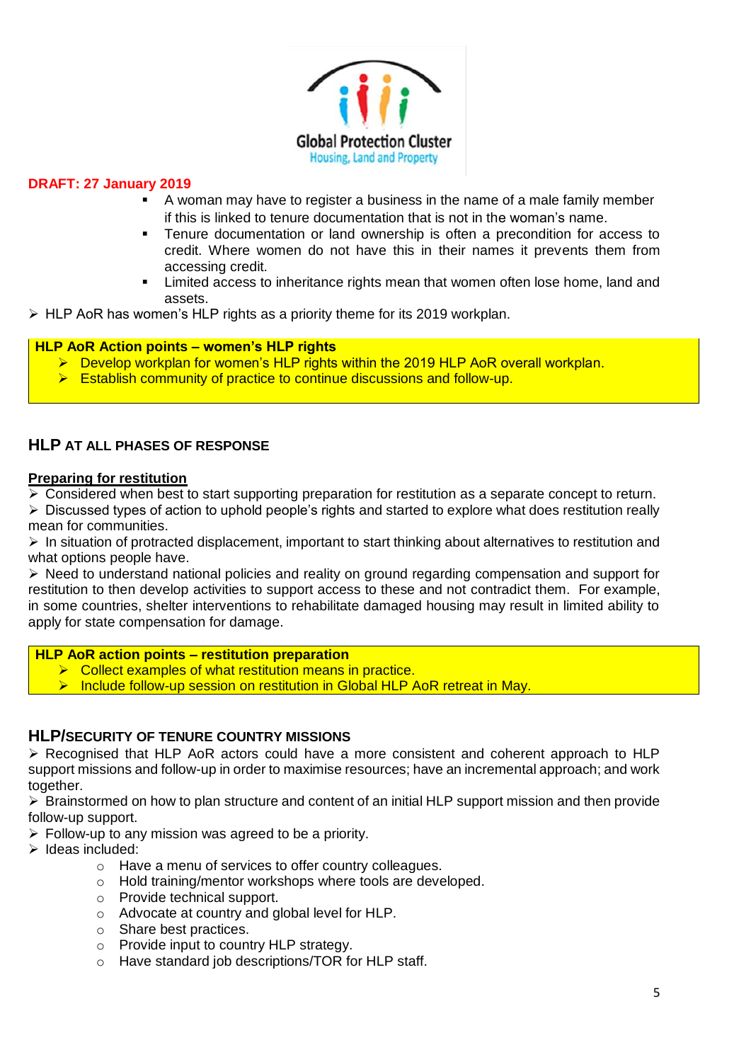**DRAFT: 27 January 2019**

- A woman may have to register a business in the name of a male family member if this is linked to tenure documentation that is not in the woman's name.
- Tenure documentation or land ownership is often a precondition for access to credit. Where women do not have this in their names it prevents them from accessing credit.
- Limited access to inheritance rights mean that women often lose home, land and assets.

➢ HLP AoR has women's HLP rights as a priority theme for its 2019 workplan.

**HLP AoR Action points – women's HLP rights**

- ➢ Develop workplan for women's HLP rights within the 2019 HLP AoR overall workplan.
- ➢ Establish community of practice to continue discussions and follow-up.

## HLP AT ALL PHASES OF RESPONSE

**Preparing for restitution**

➢ Considered when best to start supporting preparation for restitution as a separate concept to return.

➢ Discussed types of action to uphold people's rights and started to explore what does restitution really mean for communities.

➢ In situation of protracted displacement, important to start thinking about alternatives to restitution and what options people have.

➢ Need to understand national policies and reality on ground regarding compensation and support for restitution to then develop activities to support access to these and not contradict them. For example, in some countries, shelter interventions to rehabilitate damaged housing may result in limited ability to apply for state compensation for damage.

**HLP AoR action points – restitution preparation**

- ➢ Collect examples of what restitution means in practice.
- ➢ Include follow-up session on restitution in Global HLP AoR retreat in May.

## HLP/SECURITY OF TENURE COUNTRY MISSIONS

➢ Recognised that HLP AoR actors could have a more consistent and coherent approach to HLP support missions and follow-up in order to maximise resources; have an incremental approach; and work together.

➢ Brainstormed on how to plan structure and content of an initial HLP support mission and then provide follow-up support.

➢ Follow-up to any mission was agreed to be a priority.

➢ Ideas included:

- Have a menu of services to offer country colleagues.
- Hold training/mentor workshops where tools are developed.
- Provide technical support.
- Advocate at country and global level for HLP.
- Share best practices.
- Provide input to country HLP strategy.
- Have standard job descriptions/TOR for HLP staff.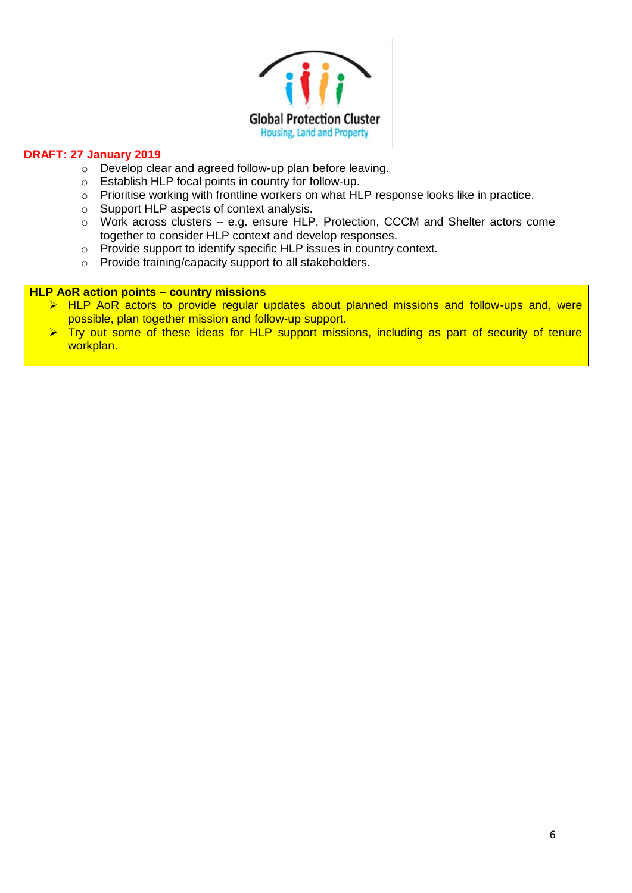Global Protection Cluster
Housing, Land and Property

**DRAFT: 27 January 2019**

- Develop clear and agreed follow-up plan before leaving.
- Establish HLP focal points in country for follow-up.
- Prioritise working with frontline workers on what HLP response looks like in practice.
- Support HLP aspects of context analysis.
- Work across clusters – e.g. ensure HLP, Protection, CCCM and Shelter actors come together to consider HLP context and develop responses.
- Provide support to identify specific HLP issues in country context.
- Provide training/capacity support to all stakeholders.

**HLP AoR action points – country missions**

- HLP AoR actors to provide regular updates about planned missions and follow-ups and, were possible, plan together mission and follow-up support.
- Try out some of these ideas for HLP support missions, including as part of security of tenure workplan.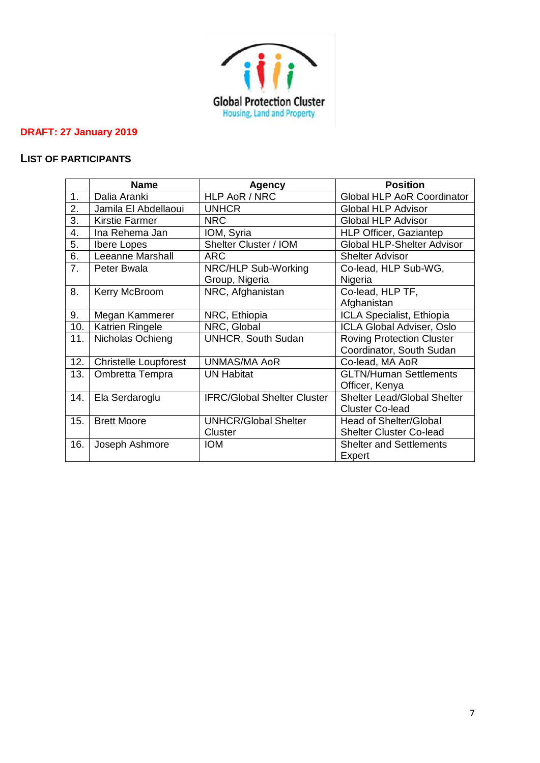Global Protection Cluster
Housing, Land and Property

**DRAFT: 27 January 2019**

## LIST OF PARTICIPANTS

| | Name | Agency | Position |
|---|---|---|---|
| 1. | Dalia Aranki | HLP AoR / NRC | Global HLP AoR Coordinator |
| 2. | Jamila El Abdellaoui | UNHCR | Global HLP Advisor |
| 3. | Kirstie Farmer | NRC | Global HLP Advisor |
| 4. | Ina Rehema Jan | IOM, Syria | HLP Officer, Gaziantep |
| 5. | Ibere Lopes | Shelter Cluster / IOM | Global HLP-Shelter Advisor |
| 6. | Leeanne Marshall | ARC | Shelter Advisor |
| 7. | Peter Bwala | NRC/HLP Sub-Working Group, Nigeria | Co-lead, HLP Sub-WG, Nigeria |
| 8. | Kerry McBroom | NRC, Afghanistan | Co-lead, HLP TF, Afghanistan |
| 9. | Megan Kammerer | NRC, Ethiopia | ICLA Specialist, Ethiopia |
| 10. | Katrien Ringele | NRC, Global | ICLA Global Adviser, Oslo |
| 11. | Nicholas Ochieng | UNHCR, South Sudan | Roving Protection Cluster Coordinator, South Sudan |
| 12. | Christelle Loupforest | UNMAS/MA AoR | Co-lead, MA AoR |
| 13. | Ombretta Tempra | UN Habitat | GLTN/Human Settlements Officer, Kenya |
| 14. | Ela Serdaroglu | IFRC/Global Shelter Cluster | Shelter Lead/Global Shelter Cluster Co-lead |
| 15. | Brett Moore | UNHCR/Global Shelter Cluster | Head of Shelter/Global Shelter Cluster Co-lead |
| 16. | Joseph Ashmore | IOM | Shelter and Settlements Expert |